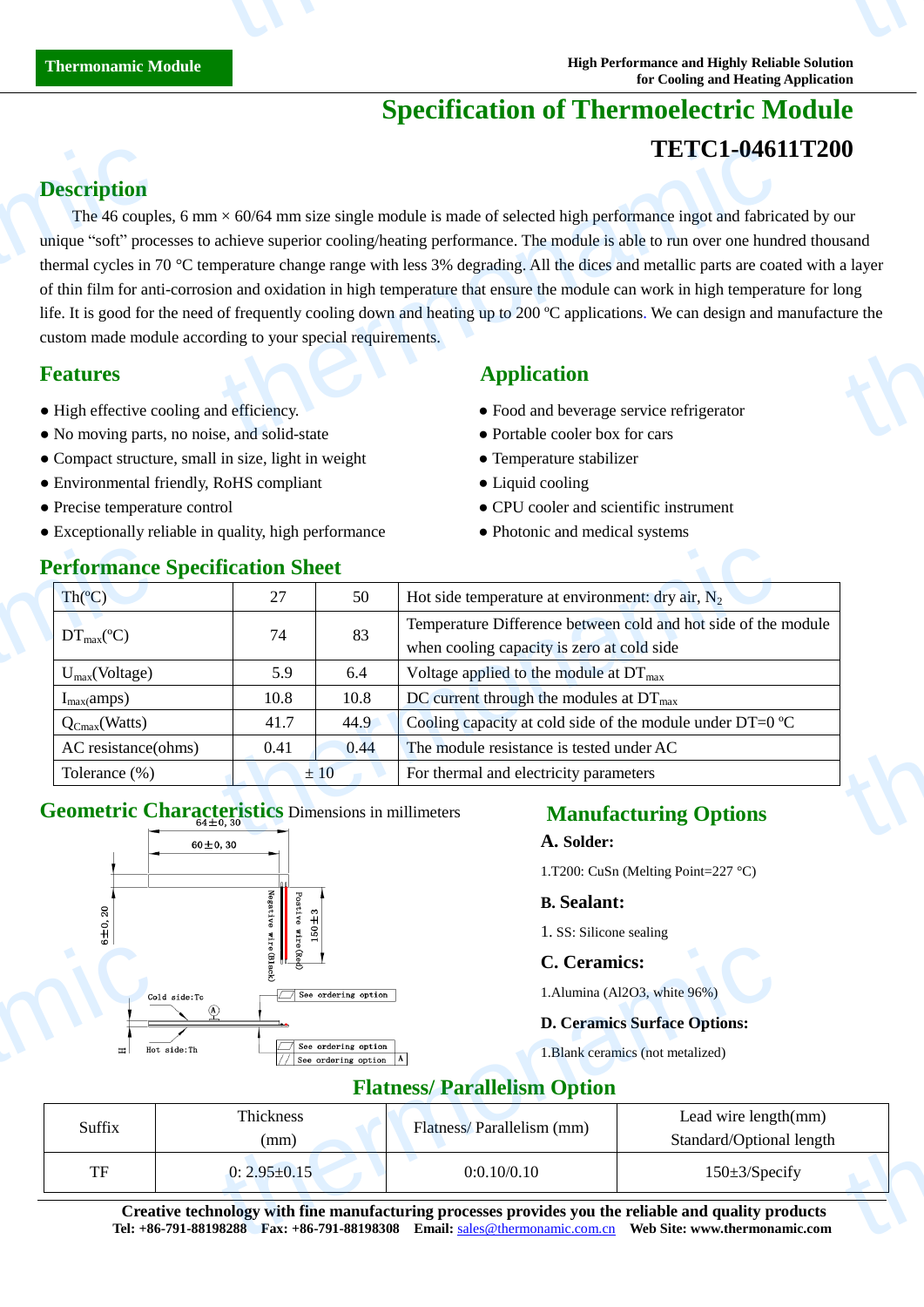Thermonamic Module

High Performance and Highly Reliable Solution
for Cooling and Heating Application

# Specification of Thermoelectric Module

## TETC1-04611T200

## Description

The 46 couples, 6 mm × 60/64 mm size single module is made of selected high performance ingot and fabricated by our unique "soft" processes to achieve superior cooling/heating performance. The module is able to run over one hundred thousand thermal cycles in 70 °C temperature change range with less 3% degrading. All the dices and metallic parts are coated with a layer of thin film for anti-corrosion and oxidation in high temperature that ensure the module can work in high temperature for long life. It is good for the need of frequently cooling down and heating up to 200 ºC applications. We can design and manufacture the custom made module according to your special requirements.

## Features

- High effective cooling and efficiency.
- No moving parts, no noise, and solid-state
- Compact structure, small in size, light in weight
- Environmental friendly, RoHS compliant
- Precise temperature control
- Exceptionally reliable in quality, high performance

## Application

- Food and beverage service refrigerator
- Portable cooler box for cars
- Temperature stabilizer
- Liquid cooling
- CPU cooler and scientific instrument
- Photonic and medical systems

## Performance Specification Sheet

| Th(ºC) | 27 | 50 | Hot side temperature at environment: dry air, $N_2$ |
|---|---|---|---|
| $DT_{max}$(ºC) | 74 | 83 | Temperature Difference between cold and hot side of the module when cooling capacity is zero at cold side |
| $U_{max}$(Voltage) | 5.9 | 6.4 | Voltage applied to the module at $DT_{max}$ |
| $I_{max}$(amps) | 10.8 | 10.8 | DC current through the modules at $DT_{max}$ |
| $Q_{Cmax}$(Watts) | 41.7 | 44.9 | Cooling capacity at cold side of the module under DT=0 ºC |
| AC resistance(ohms) | 0.41 | 0.44 | The module resistance is tested under AC |
| Tolerance (%) | ± 10 | | For thermal and electricity parameters |

## Geometric Characteristics Dimensions in millimeters

64±0, 30
60±0, 30
6±0, 20
Negative wire(Black)
Postive wire(Red)
150±3
Cold side:Tc
Hot side:Th
H
A
See ordering option
See ordering option
See ordering option

## Manufacturing Options

**A. Solder:**

1.T200: CuSn (Melting Point=227 °C)

**B. Sealant:**

1. SS: Silicone sealing

**C. Ceramics:**

1.Alumina (Al2O3, white 96%)

**D. Ceramics Surface Options:**

1.Blank ceramics (not metalized)

## Flatness/ Parallelism Option

| Suffix | Thickness (mm) | Flatness/ Parallelism (mm) | Lead wire length(mm) Standard/Optional length |
|---|---|---|---|
| TF | 0: 2.95±0.15 | 0:0.10/0.10 | 150±3/Specify |

**Creative technology with fine manufacturing processes provides you the reliable and quality products**
**Tel: +86-791-88198288 Fax: +86-791-88198308 Email:** sales@thermonamic.com.cn **Web Site: www.thermonamic.com**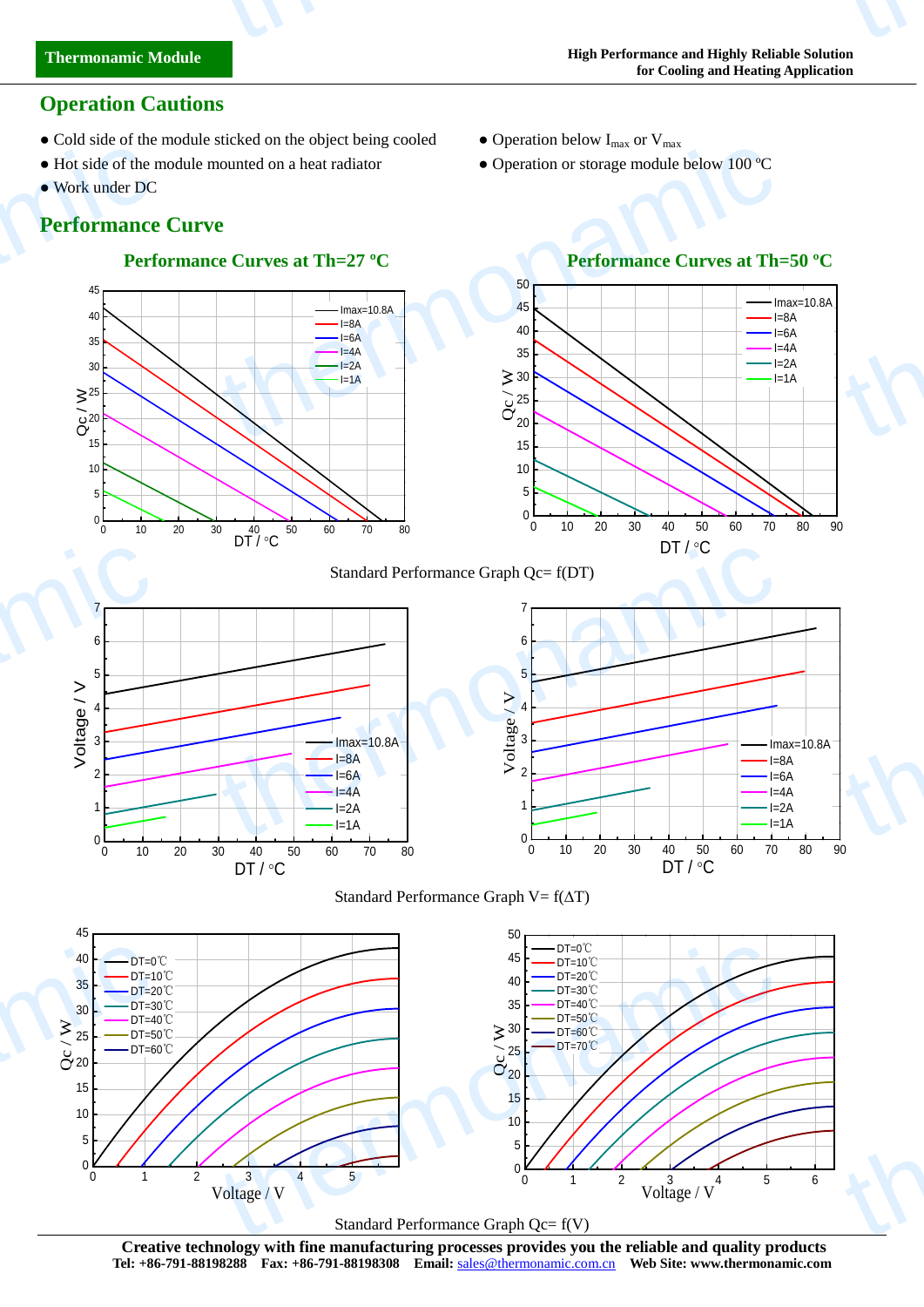## Operation Cautions

- Cold side of the module sticked on the object being cooled
- Hot side of the module mounted on a heat radiator
- Work under DC
- Operation below $I_{max}$ or $V_{max}$
- Operation or storage module below 100 °C

## Performance Curve

### Performance Curves at Th=27 °C

### Performance Curves at Th=50 °C

Standard Performance Graph Qc= f(DT)

Standard Performance Graph V= f(ΔT)

Standard Performance Graph Qc= f(V)

**Creative technology with fine manufacturing processes provides you the reliable and quality products**

**Tel: +86-791-88198288 Fax: +86-791-88198308 Email:** sales@thermonamic.com.cn **Web Site: www.thermonamic.com**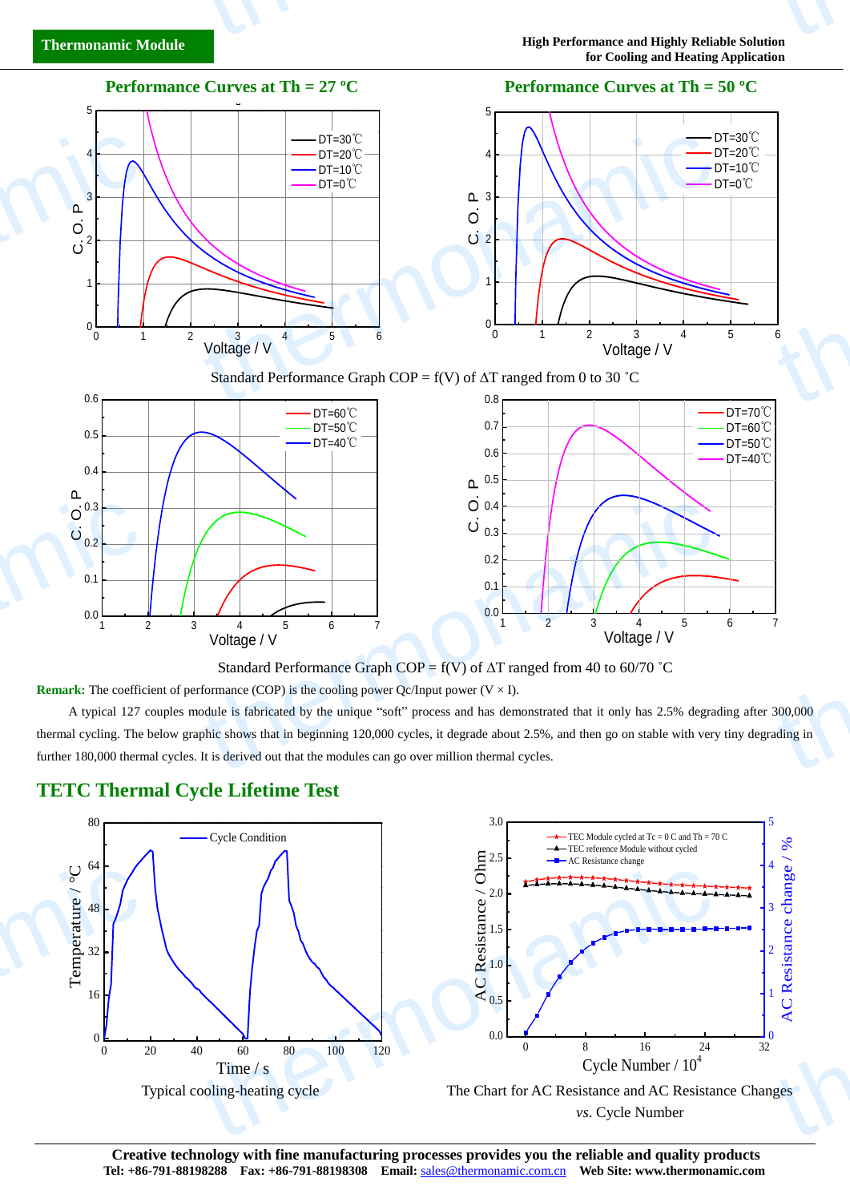## Performance Curves at Th = 27 ºC

C. O. P
Voltage / V
DT=30℃
DT=20℃
DT=10℃
DT=0℃

## Performance Curves at Th = 50 ºC

C. O. P
Voltage / V
DT=30℃
DT=20℃
DT=10℃
DT=0℃

Standard Performance Graph COP = f(V) of ΔT ranged from 0 to 30 ˚C

C. O. P
Voltage / V
DT=60℃
DT=50℃
DT=40℃

C. O. P
Voltage / V
DT=70℃
DT=60℃
DT=50℃
DT=40℃

Standard Performance Graph COP = f(V) of ΔT ranged from 40 to 60/70 ˚C

**Remark:** The coefficient of performance (COP) is the cooling power Qc/Input power (V × I).

A typical 127 couples module is fabricated by the unique "soft" process and has demonstrated that it only has 2.5% degrading after 300,000 thermal cycling. The below graphic shows that in beginning 120,000 cycles, it degrade about 2.5%, and then go on stable with very tiny degrading in further 180,000 thermal cycles. It is derived out that the modules can go over million thermal cycles.

## TETC Thermal Cycle Lifetime Test

Cycle Condition
Temperature / °C
Time / s

Typical cooling-heating cycle

TEC Module cycled at Tc = 0 C and Th = 70 C
TEC reference Module without cycled
AC Resistance change
AC Resistance / Ohm
AC Resistance change / %
Cycle Number / $10^4$

The Chart for AC Resistance and AC Resistance Changes *vs*. Cycle Number

**Creative technology with fine manufacturing processes provides you the reliable and quality products**
**Tel: +86-791-88198288 Fax: +86-791-88198308 Email:** sales@thermonamic.com.cn **Web Site: www.thermonamic.com**